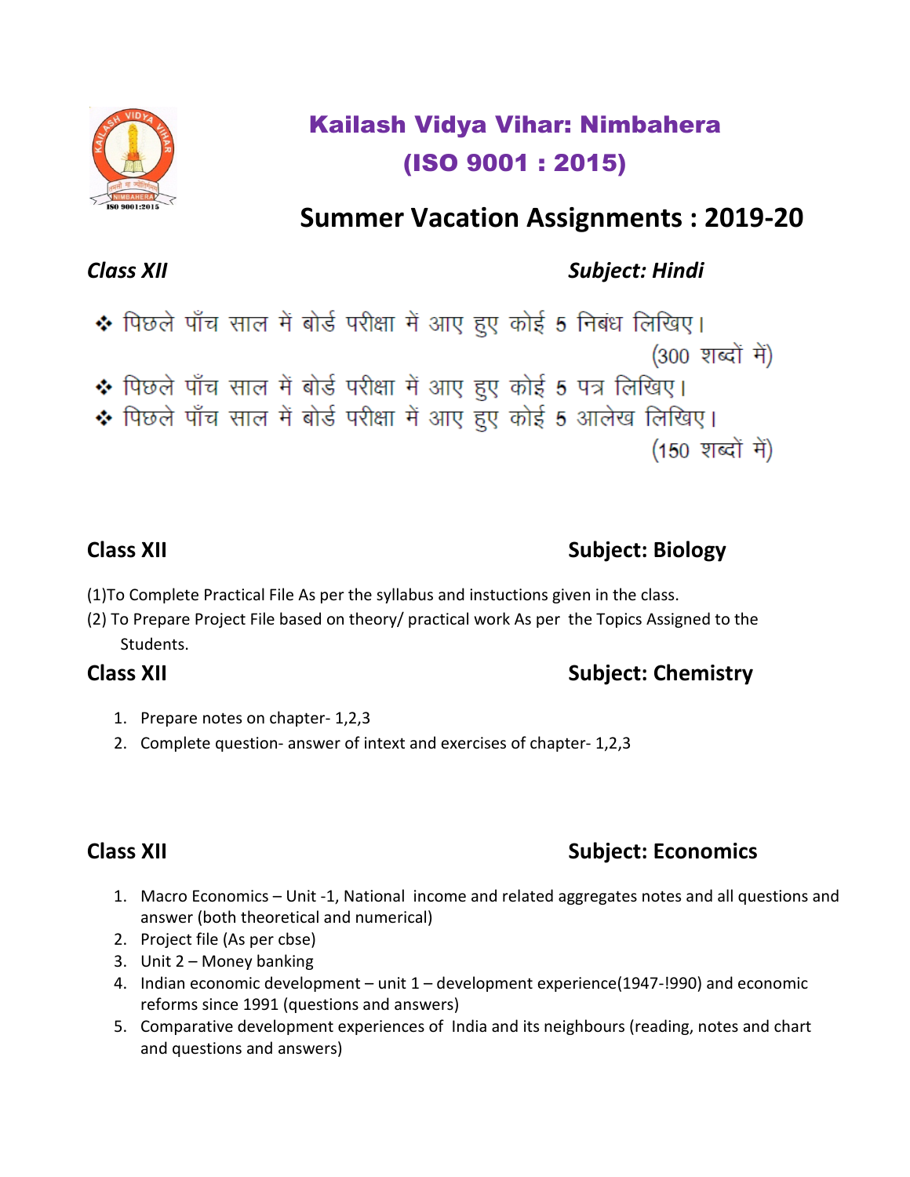# Kailash Vidya Vihar: Nimbahera
## (ISO 9001 : 2015)

## Summer Vacation Assignments : 2019-20

***Class XII*** **Subject: Hindi**

- पिछले पाँच साल में बोर्ड परीक्षा में आए हुए कोई 5 निबंध लिखिए। (300 शब्दों में)
- पिछले पाँच साल में बोर्ड परीक्षा में आए हुए कोई 5 पत्र लिखिए।
- पिछले पाँच साल में बोर्ड परीक्षा में आए हुए कोई 5 आलेख लिखिए। (150 शब्दों में)

**Class XII** **Subject: Biology**

(1)To Complete Practical File As per the syllabus and instuctions given in the class.
(2) To Prepare Project File based on theory/ practical work As per the Topics Assigned to the Students.

**Class XII** **Subject: Chemistry**

1. Prepare notes on chapter- 1,2,3
2. Complete question- answer of intext and exercises of chapter- 1,2,3

**Class XII** **Subject: Economics**

1. Macro Economics – Unit -1, National income and related aggregates notes and all questions and answer (both theoretical and numerical)
2. Project file (As per cbse)
3. Unit 2 – Money banking
4. Indian economic development – unit 1 – development experience(1947-!990) and economic reforms since 1991 (questions and answers)
5. Comparative development experiences of India and its neighbours (reading, notes and chart and questions and answers)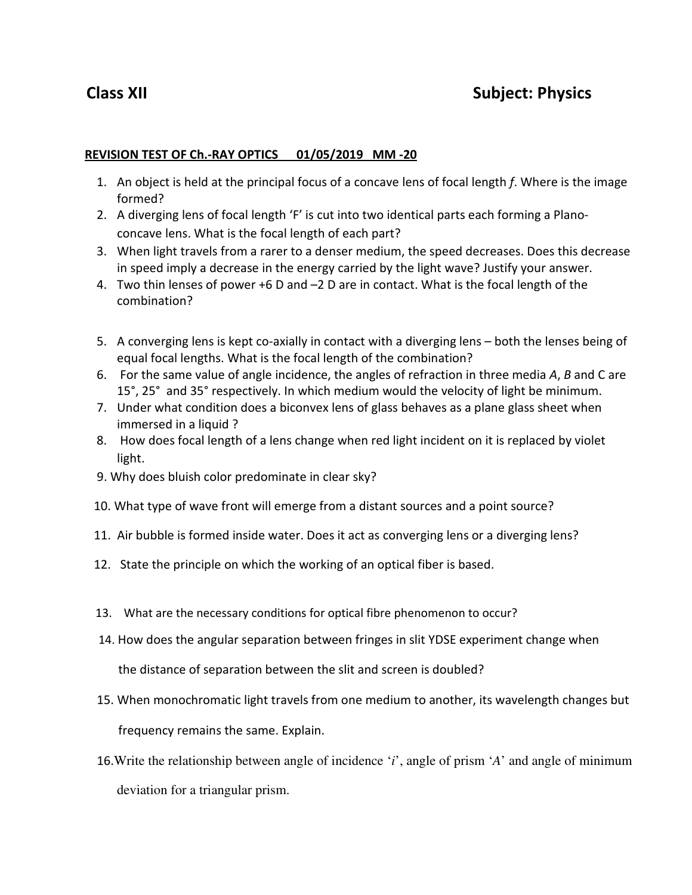**Class XII** **Subject: Physics**

**REVISION TEST OF Ch.-RAY OPTICS 01/05/2019 MM -20**

1. An object is held at the principal focus of a concave lens of focal length *f*. Where is the image formed?
2. A diverging lens of focal length 'F' is cut into two identical parts each forming a Plano-concave lens. What is the focal length of each part?
3. When light travels from a rarer to a denser medium, the speed decreases. Does this decrease in speed imply a decrease in the energy carried by the light wave? Justify your answer.
4. Two thin lenses of power +6 D and –2 D are in contact. What is the focal length of the combination?
5. A converging lens is kept co-axially in contact with a diverging lens – both the lenses being of equal focal lengths. What is the focal length of the combination?
6. For the same value of angle incidence, the angles of refraction in three media *A*, *B* and C are 15°, 25° and 35° respectively. In which medium would the velocity of light be minimum.
7. Under what condition does a biconvex lens of glass behaves as a plane glass sheet when immersed in a liquid ?
8. How does focal length of a lens change when red light incident on it is replaced by violet light.
9. Why does bluish color predominate in clear sky?
10. What type of wave front will emerge from a distant sources and a point source?
11. Air bubble is formed inside water. Does it act as converging lens or a diverging lens?
12. State the principle on which the working of an optical fiber is based.
13. What are the necessary conditions for optical fibre phenomenon to occur?
14. How does the angular separation between fringes in slit YDSE experiment change when the distance of separation between the slit and screen is doubled?
15. When monochromatic light travels from one medium to another, its wavelength changes but frequency remains the same. Explain.
16. Write the relationship between angle of incidence '*i*', angle of prism '*A*' and angle of minimum deviation for a triangular prism.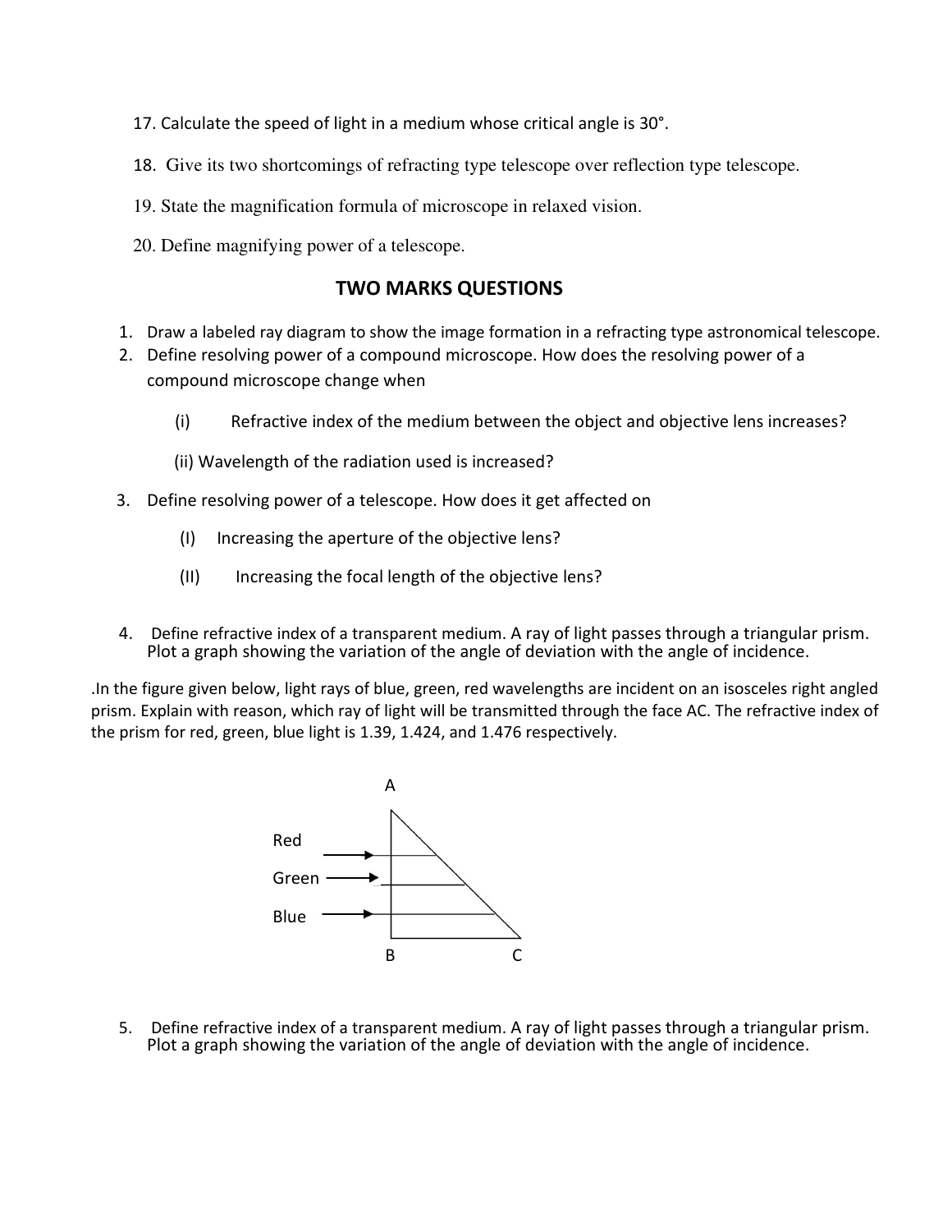17. Calculate the speed of light in a medium whose critical angle is 30°.

18. Give its two shortcomings of refracting type telescope over reflection type telescope.

19. State the magnification formula of microscope in relaxed vision.

20. Define magnifying power of a telescope.

## TWO MARKS QUESTIONS

1. Draw a labeled ray diagram to show the image formation in a refracting type astronomical telescope.
2. Define resolving power of a compound microscope. How does the resolving power of a compound microscope change when

   (i) Refractive index of the medium between the object and objective lens increases?

   (ii) Wavelength of the radiation used is increased?

3. Define resolving power of a telescope. How does it get affected on

   (I) Increasing the aperture of the objective lens?

   (II) Increasing the focal length of the objective lens?

4. Define refractive index of a transparent medium. A ray of light passes through a triangular prism. Plot a graph showing the variation of the angle of deviation with the angle of incidence.

.In the figure given below, light rays of blue, green, red wavelengths are incident on an isosceles right angled prism. Explain with reason, which ray of light will be transmitted through the face AC. The refractive index of the prism for red, green, blue light is 1.39, 1.424, and 1.476 respectively.

A

Red

Green

Blue

B C

5. Define refractive index of a transparent medium. A ray of light passes through a triangular prism. Plot a graph showing the variation of the angle of deviation with the angle of incidence.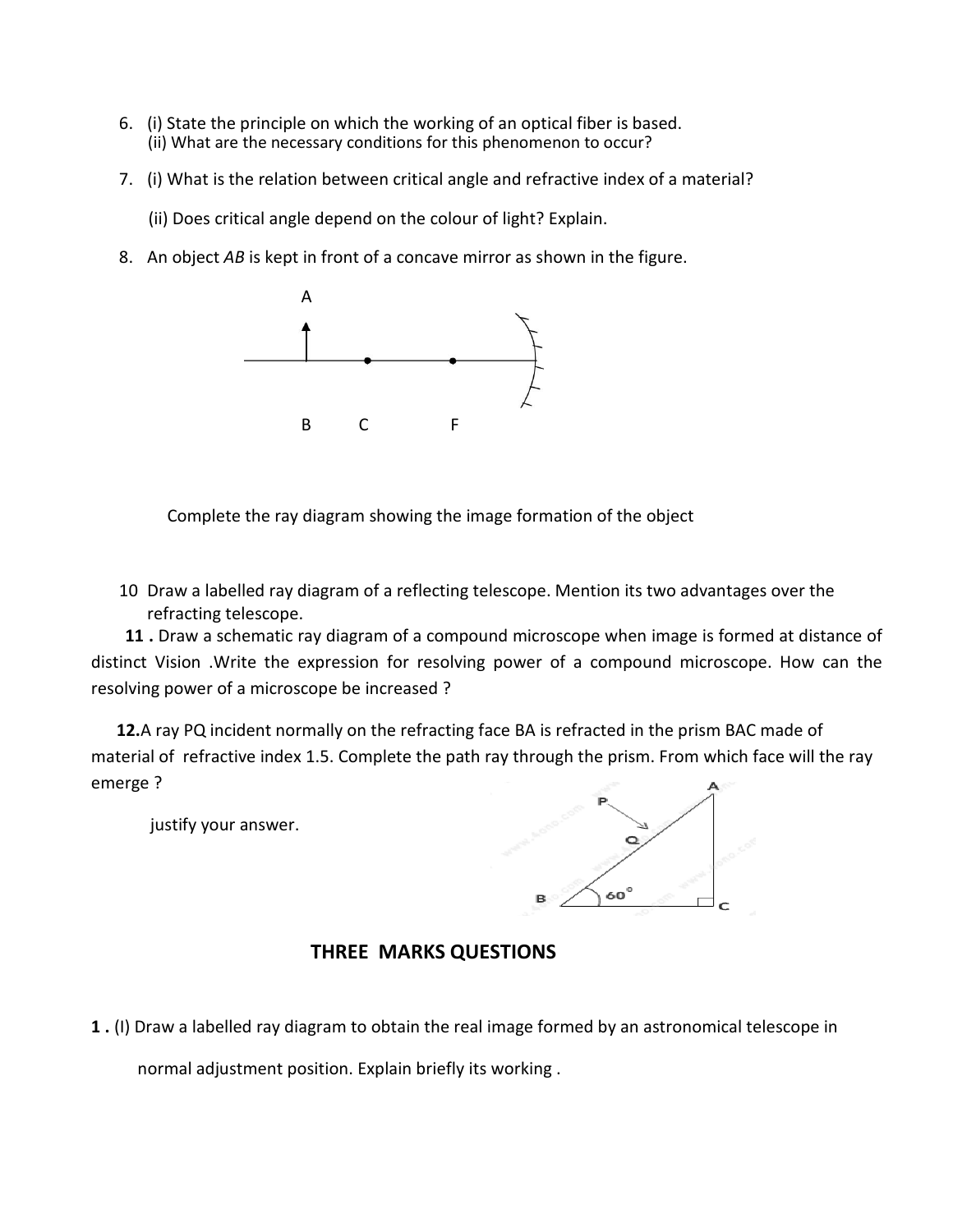6. (i) State the principle on which the working of an optical fiber is based.
   (ii) What are the necessary conditions for this phenomenon to occur?

7. (i) What is the relation between critical angle and refractive index of a material?

   (ii) Does critical angle depend on the colour of light? Explain.

8. An object *AB* is kept in front of a concave mirror as shown in the figure.

   A

   B C F

   Complete the ray diagram showing the image formation of the object

10 Draw a labelled ray diagram of a reflecting telescope. Mention its two advantages over the refracting telescope.

**11 .** Draw a schematic ray diagram of a compound microscope when image is formed at distance of distinct Vision .Write the expression for resolving power of a compound microscope. How can the resolving power of a microscope be increased ?

**12.**A ray PQ incident normally on the refracting face BA is refracted in the prism BAC made of material of refractive index 1.5. Complete the path ray through the prism. From which face will the ray emerge ?

justify your answer.

A P Q B $60^\circ$ C

## THREE MARKS QUESTIONS

**1 .** (I) Draw a labelled ray diagram to obtain the real image formed by an astronomical telescope in normal adjustment position. Explain briefly its working .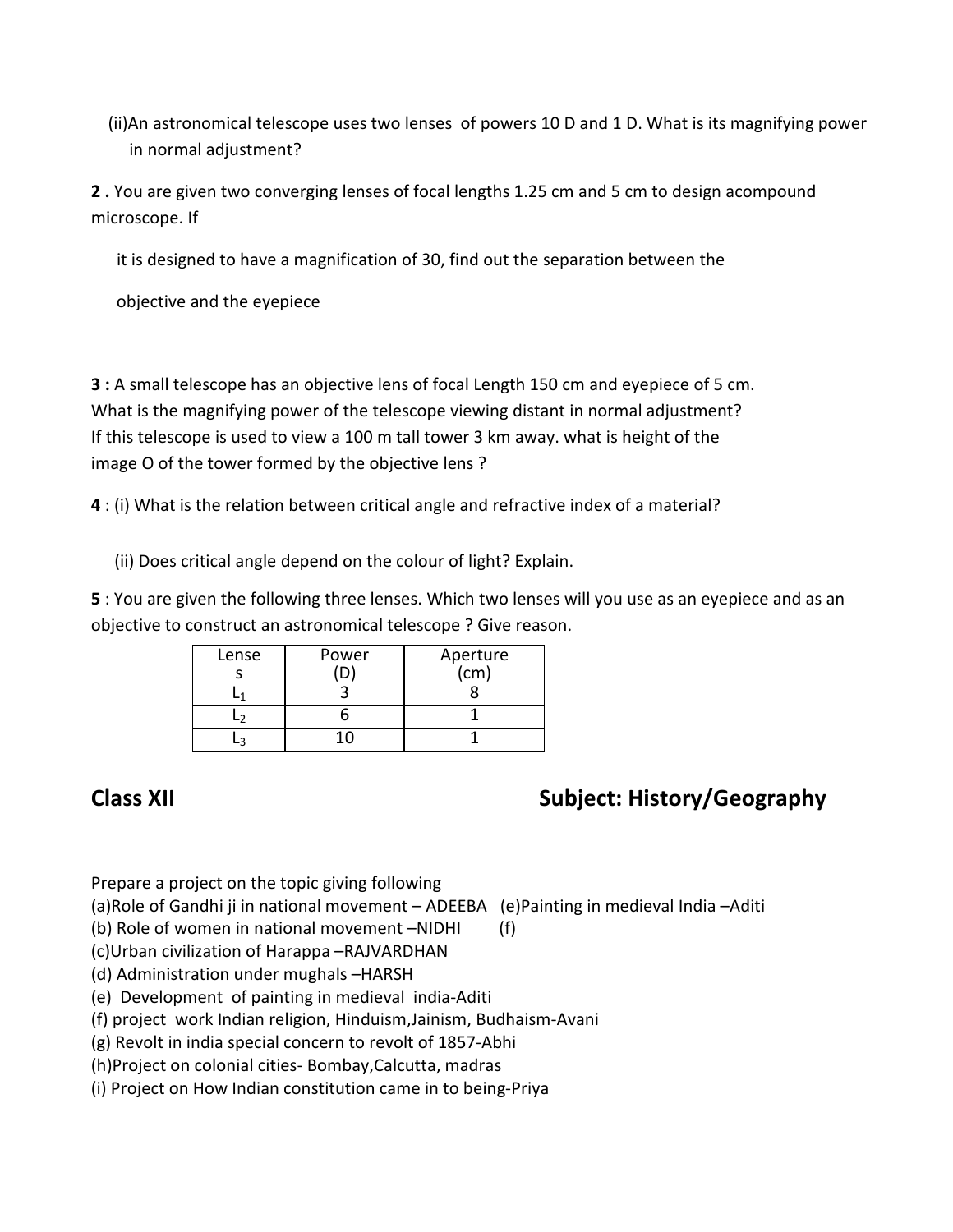(ii)An astronomical telescope uses two lenses of powers 10 D and 1 D. What is its magnifying power in normal adjustment?

**2 .** You are given two converging lenses of focal lengths 1.25 cm and 5 cm to design acompound microscope. If

it is designed to have a magnification of 30, find out the separation between the

objective and the eyepiece

**3 :** A small telescope has an objective lens of focal Length 150 cm and eyepiece of 5 cm. What is the magnifying power of the telescope viewing distant in normal adjustment? If this telescope is used to view a 100 m tall tower 3 km away. what is height of the image O of the tower formed by the objective lens ?

**4** : (i) What is the relation between critical angle and refractive index of a material?

(ii) Does critical angle depend on the colour of light? Explain.

**5** : You are given the following three lenses. Which two lenses will you use as an eyepiece and as an objective to construct an astronomical telescope ? Give reason.

| Lenses | Power (D) | Aperture (cm) |
|---|---|---|
| $L_1$ | 3 | 8 |
| $L_2$ | 6 | 1 |
| $L_3$ | 10 | 1 |

## Class XII Subject: History/Geography

Prepare a project on the topic giving following

(a)Role of Gandhi ji in national movement – ADEEBA (e)Painting in medieval India –Aditi

(b) Role of women in national movement –NIDHI (f)

(c)Urban civilization of Harappa –RAJVARDHAN

(d) Administration under mughals –HARSH

(e) Development of painting in medieval india-Aditi

(f) project work Indian religion, Hinduism,Jainism, Budhaism-Avani

(g) Revolt in india special concern to revolt of 1857-Abhi

(h)Project on colonial cities- Bombay,Calcutta, madras

(i) Project on How Indian constitution came in to being-Priya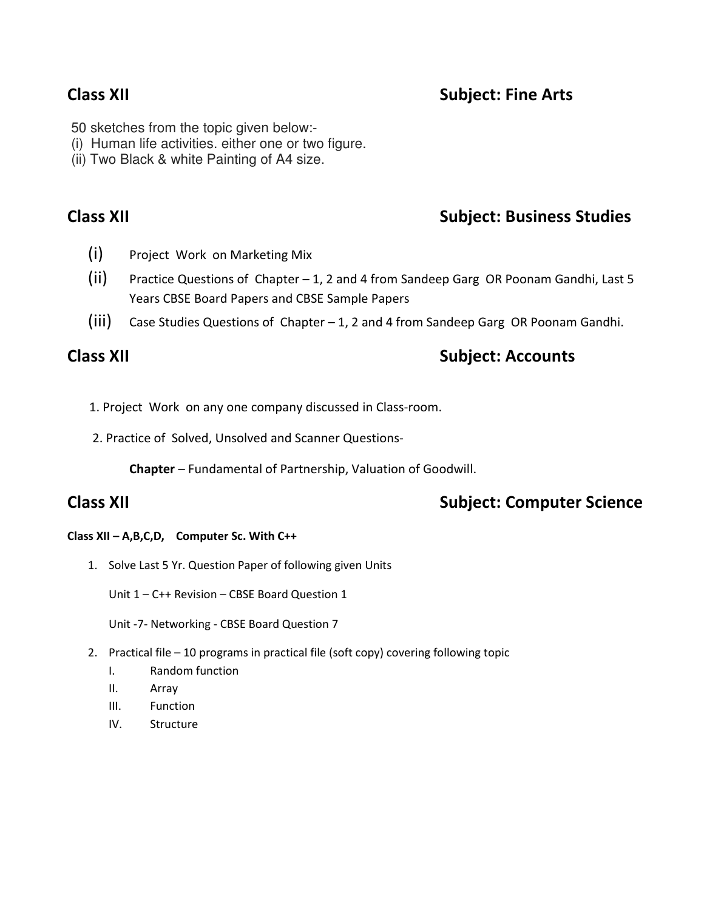## Class XII — Subject: Fine Arts

50 sketches from the topic given below:-

(i) Human life activities. either one or two figure.

(ii) Two Black & white Painting of A4 size.

## Class XII — Subject: Business Studies

(i) Project Work on Marketing Mix

(ii) Practice Questions of Chapter – 1, 2 and 4 from Sandeep Garg OR Poonam Gandhi, Last 5 Years CBSE Board Papers and CBSE Sample Papers

(iii) Case Studies Questions of Chapter – 1, 2 and 4 from Sandeep Garg OR Poonam Gandhi.

## Class XII — Subject: Accounts

1. Project Work on any one company discussed in Class-room.
2. Practice of Solved, Unsolved and Scanner Questions-

   **Chapter** – Fundamental of Partnership, Valuation of Goodwill.

## Class XII — Subject: Computer Science

**Class XII – A,B,C,D, Computer Sc. With C++**

1. Solve Last 5 Yr. Question Paper of following given Units

   Unit 1 – C++ Revision – CBSE Board Question 1

   Unit -7- Networking - CBSE Board Question 7

2. Practical file – 10 programs in practical file (soft copy) covering following topic
   - I. Random function
   - II. Array
   - III. Function
   - IV. Structure